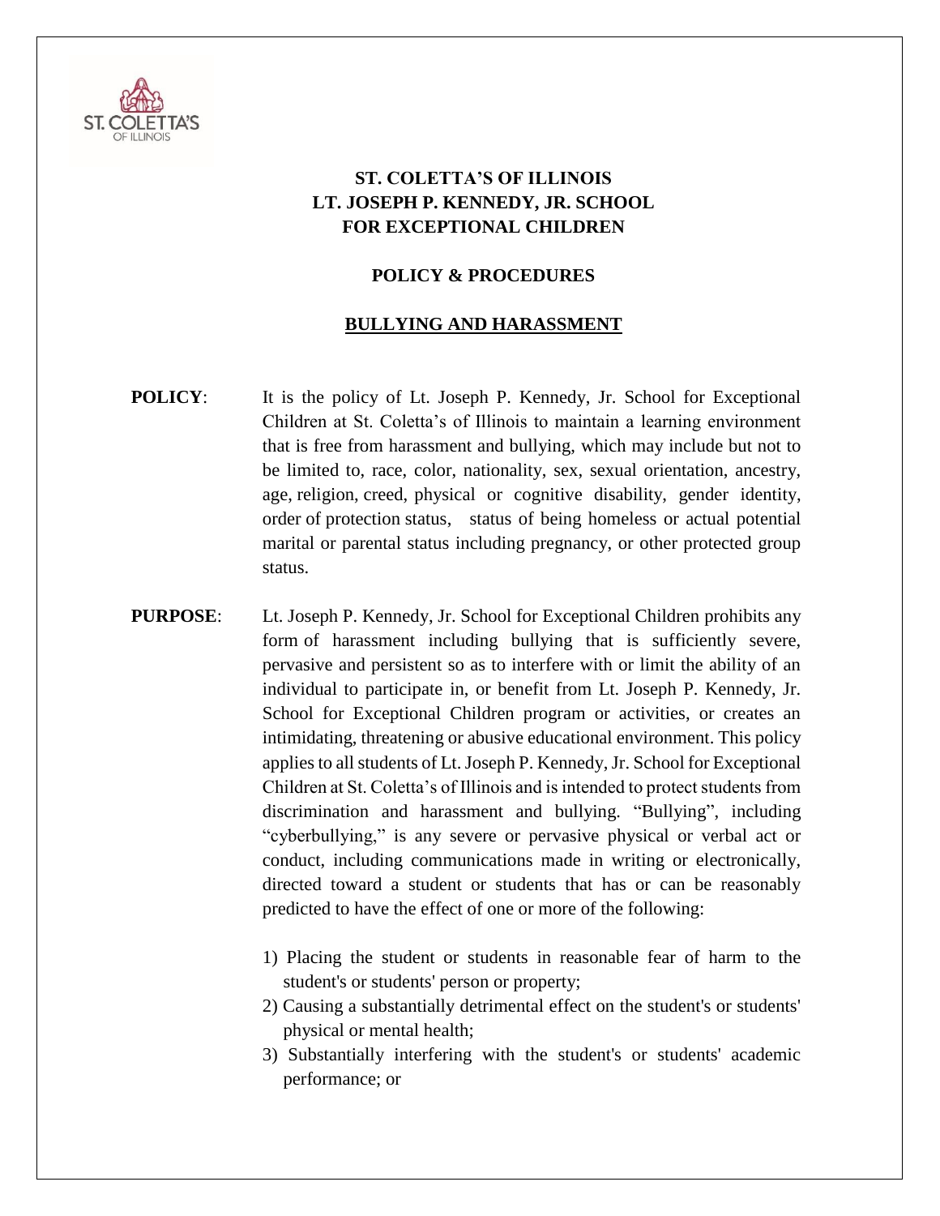# ST. COLETTA'S OF ILLINOIS
# LT. JOSEPH P. KENNEDY, JR. SCHOOL
# FOR EXCEPTIONAL CHILDREN

## POLICY & PROCEDURES

## BULLYING AND HARASSMENT

**POLICY**: It is the policy of Lt. Joseph P. Kennedy, Jr. School for Exceptional Children at St. Coletta's of Illinois to maintain a learning environment that is free from harassment and bullying, which may include but not to be limited to, race, color, nationality, sex, sexual orientation, ancestry, age, religion, creed, physical or cognitive disability, gender identity, order of protection status, status of being homeless or actual potential marital or parental status including pregnancy, or other protected group status.

**PURPOSE**: Lt. Joseph P. Kennedy, Jr. School for Exceptional Children prohibits any form of harassment including bullying that is sufficiently severe, pervasive and persistent so as to interfere with or limit the ability of an individual to participate in, or benefit from Lt. Joseph P. Kennedy, Jr. School for Exceptional Children program or activities, or creates an intimidating, threatening or abusive educational environment. This policy applies to all students of Lt. Joseph P. Kennedy, Jr. School for Exceptional Children at St. Coletta's of Illinois and is intended to protect students from discrimination and harassment and bullying. "Bullying", including "cyberbullying," is any severe or pervasive physical or verbal act or conduct, including communications made in writing or electronically, directed toward a student or students that has or can be reasonably predicted to have the effect of one or more of the following:

1) Placing the student or students in reasonable fear of harm to the student's or students' person or property;
2) Causing a substantially detrimental effect on the student's or students' physical or mental health;
3) Substantially interfering with the student's or students' academic performance; or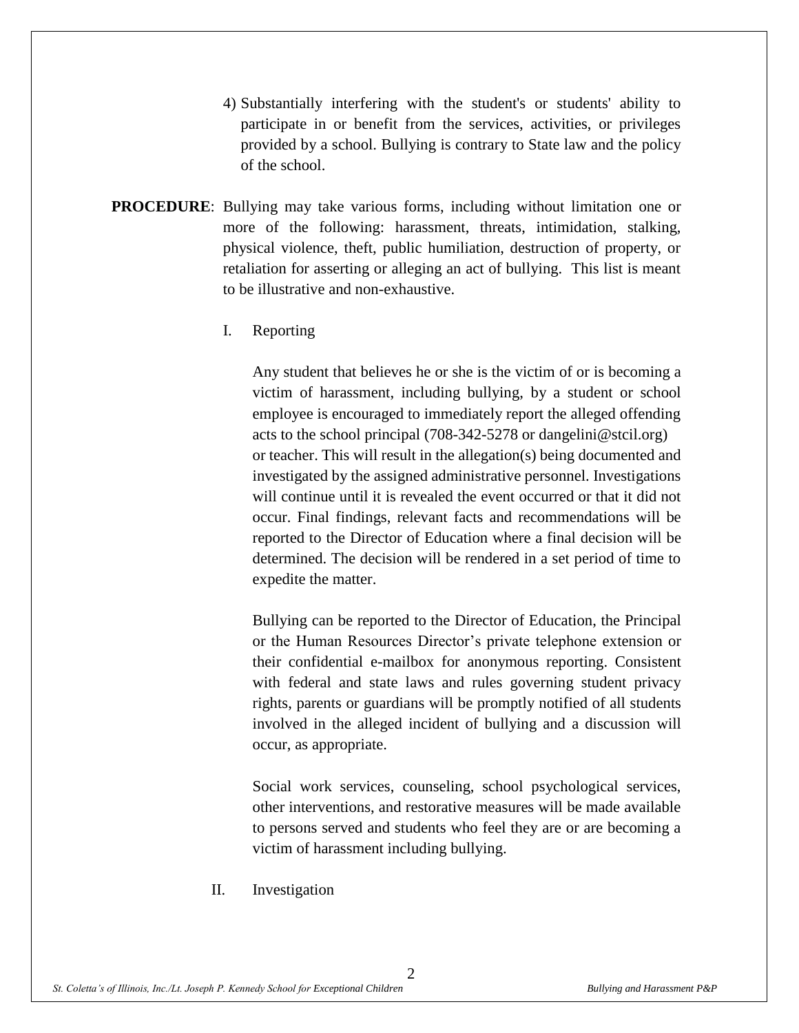4) Substantially interfering with the student's or students' ability to participate in or benefit from the services, activities, or privileges provided by a school. Bullying is contrary to State law and the policy of the school.

**PROCEDURE**: Bullying may take various forms, including without limitation one or more of the following: harassment, threats, intimidation, stalking, physical violence, theft, public humiliation, destruction of property, or retaliation for asserting or alleging an act of bullying. This list is meant to be illustrative and non-exhaustive.

I. Reporting

Any student that believes he or she is the victim of or is becoming a victim of harassment, including bullying, by a student or school employee is encouraged to immediately report the alleged offending acts to the school principal (708-342-5278 or dangelini@stcil.org) or teacher. This will result in the allegation(s) being documented and investigated by the assigned administrative personnel. Investigations will continue until it is revealed the event occurred or that it did not occur. Final findings, relevant facts and recommendations will be reported to the Director of Education where a final decision will be determined. The decision will be rendered in a set period of time to expedite the matter.

Bullying can be reported to the Director of Education, the Principal or the Human Resources Director's private telephone extension or their confidential e-mailbox for anonymous reporting. Consistent with federal and state laws and rules governing student privacy rights, parents or guardians will be promptly notified of all students involved in the alleged incident of bullying and a discussion will occur, as appropriate.

Social work services, counseling, school psychological services, other interventions, and restorative measures will be made available to persons served and students who feel they are or are becoming a victim of harassment including bullying.

II. Investigation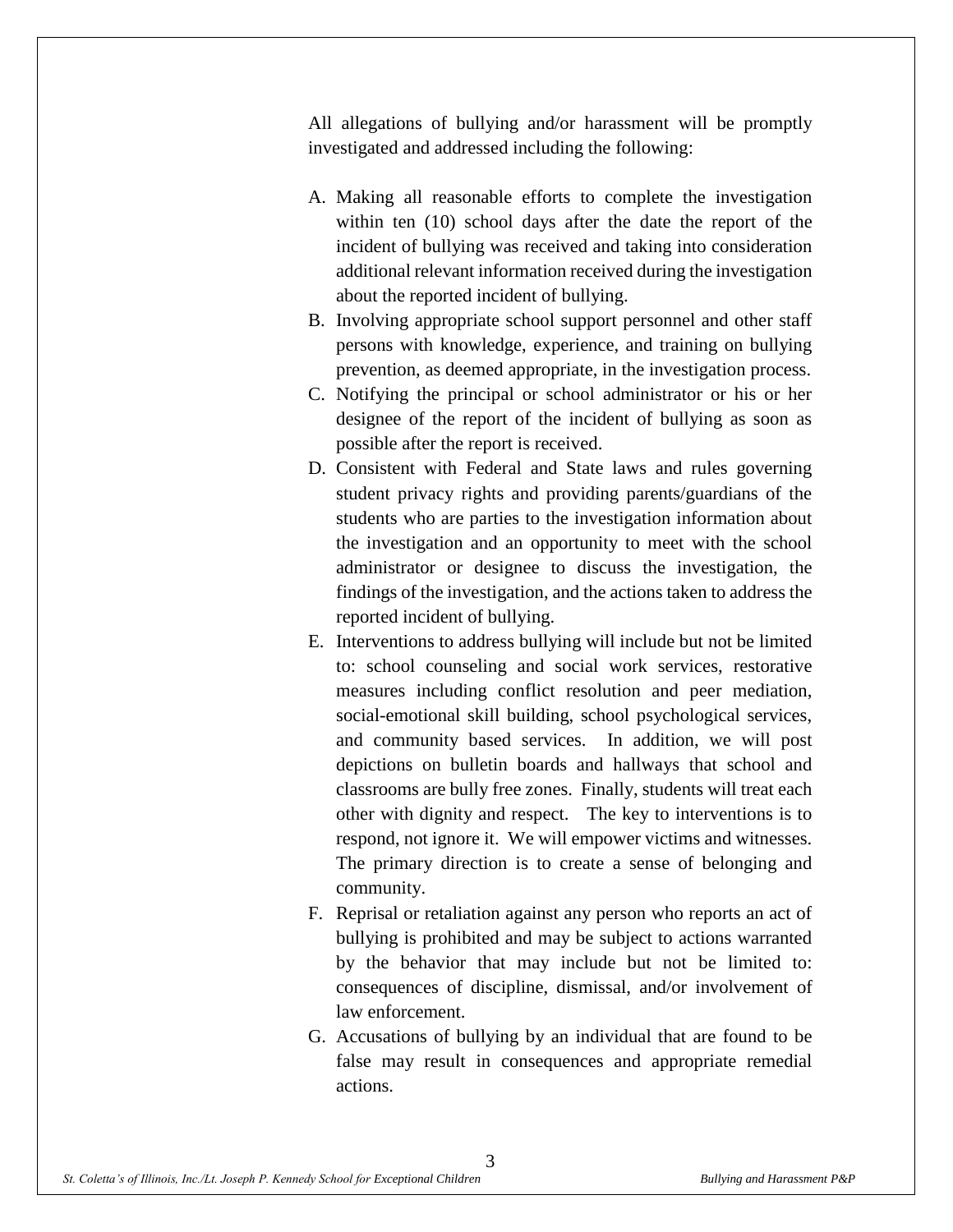All allegations of bullying and/or harassment will be promptly investigated and addressed including the following:

A. Making all reasonable efforts to complete the investigation within ten (10) school days after the date the report of the incident of bullying was received and taking into consideration additional relevant information received during the investigation about the reported incident of bullying.
B. Involving appropriate school support personnel and other staff persons with knowledge, experience, and training on bullying prevention, as deemed appropriate, in the investigation process.
C. Notifying the principal or school administrator or his or her designee of the report of the incident of bullying as soon as possible after the report is received.
D. Consistent with Federal and State laws and rules governing student privacy rights and providing parents/guardians of the students who are parties to the investigation information about the investigation and an opportunity to meet with the school administrator or designee to discuss the investigation, the findings of the investigation, and the actions taken to address the reported incident of bullying.
E. Interventions to address bullying will include but not be limited to: school counseling and social work services, restorative measures including conflict resolution and peer mediation, social-emotional skill building, school psychological services, and community based services. In addition, we will post depictions on bulletin boards and hallways that school and classrooms are bully free zones. Finally, students will treat each other with dignity and respect. The key to interventions is to respond, not ignore it. We will empower victims and witnesses. The primary direction is to create a sense of belonging and community.
F. Reprisal or retaliation against any person who reports an act of bullying is prohibited and may be subject to actions warranted by the behavior that may include but not be limited to: consequences of discipline, dismissal, and/or involvement of law enforcement.
G. Accusations of bullying by an individual that are found to be false may result in consequences and appropriate remedial actions.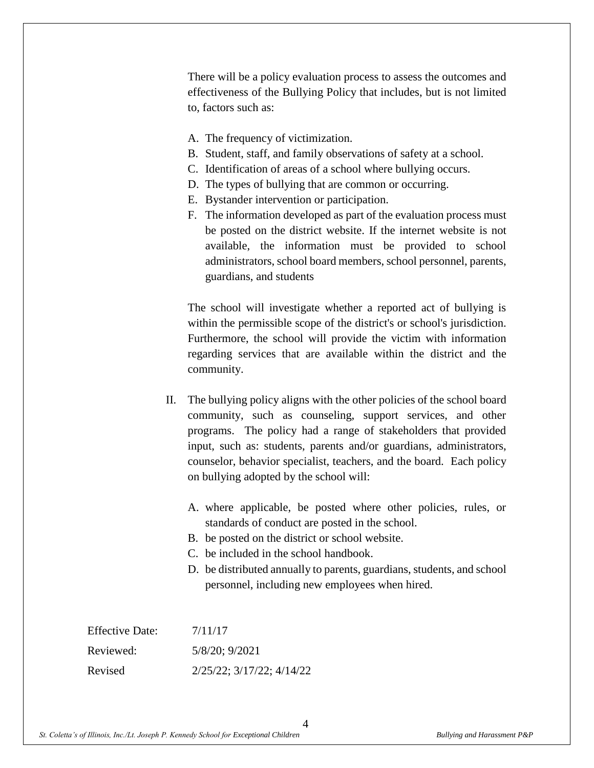There will be a policy evaluation process to assess the outcomes and effectiveness of the Bullying Policy that includes, but is not limited to, factors such as:

A. The frequency of victimization.
B. Student, staff, and family observations of safety at a school.
C. Identification of areas of a school where bullying occurs.
D. The types of bullying that are common or occurring.
E. Bystander intervention or participation.
F. The information developed as part of the evaluation process must be posted on the district website. If the internet website is not available, the information must be provided to school administrators, school board members, school personnel, parents, guardians, and students

The school will investigate whether a reported act of bullying is within the permissible scope of the district's or school's jurisdiction. Furthermore, the school will provide the victim with information regarding services that are available within the district and the community.

II. The bullying policy aligns with the other policies of the school board community, such as counseling, support services, and other programs. The policy had a range of stakeholders that provided input, such as: students, parents and/or guardians, administrators, counselor, behavior specialist, teachers, and the board. Each policy on bullying adopted by the school will:

   A. where applicable, be posted where other policies, rules, or standards of conduct are posted in the school.
   B. be posted on the district or school website.
   C. be included in the school handbook.
   D. be distributed annually to parents, guardians, students, and school personnel, including new employees when hired.

| | |
|---|---|
| Effective Date: | 7/11/17 |
| Reviewed: | 5/8/20; 9/2021 |
| Revised | 2/25/22; 3/17/22; 4/14/22 |